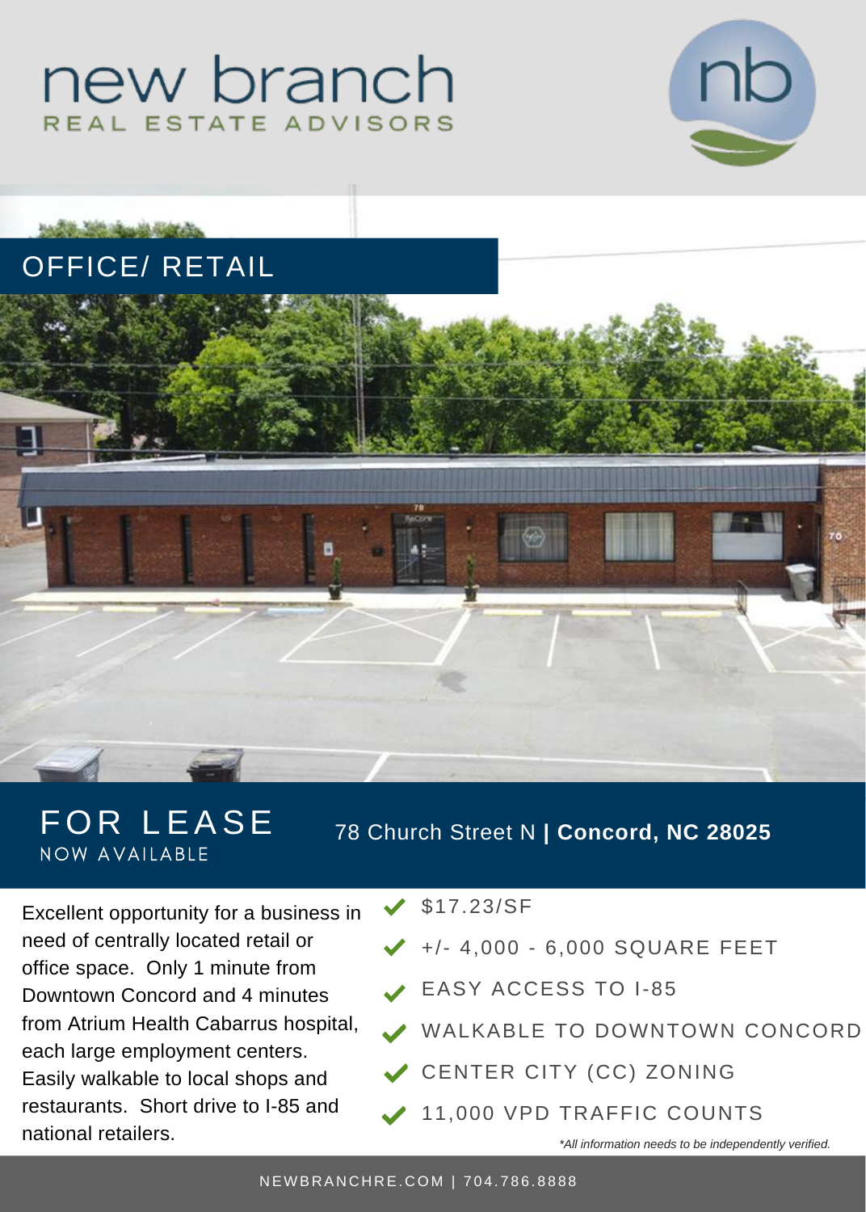# new branch

REAL ESTATE ADVISORS

## OFFICE/ RETAIL

## FOR LEASE

NOW AVAILABLE

78 Church Street N **| Concord, NC 28025**

Excellent opportunity for a business in need of centrally located retail or office space. Only 1 minute from Downtown Concord and 4 minutes from Atrium Health Cabarrus hospital, each large employment centers. Easily walkable to local shops and restaurants. Short drive to I-85 and national retailers.

- $17.23/SF
- +/- 4,000 - 6,000 SQUARE FEET
- EASY ACCESS TO I-85
- WALKABLE TO DOWNTOWN CONCORD
- CENTER CITY (CC) ZONING
- 11,000 VPD TRAFFIC COUNTS

*\*All information needs to be independently verified.*

NEWBRANCHRE.COM | 704.786.8888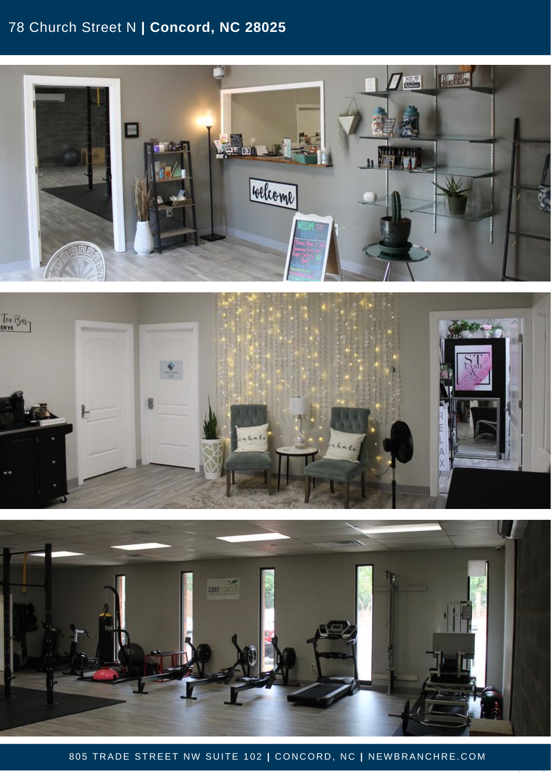# 78 Church Street N | **Concord, NC 28025**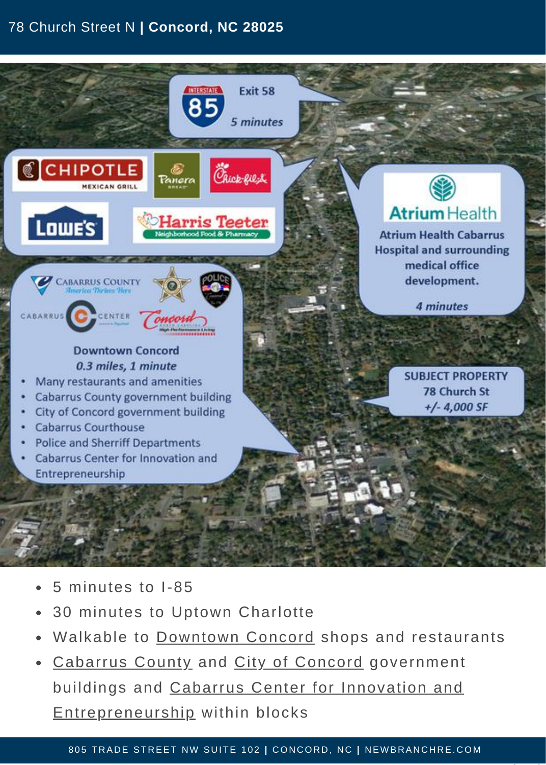78 Church Street N | **Concord, NC 28025**

Exit 58

*5 minutes*

Atrium Health Cabarrus Hospital and surrounding medical office development.

*4 minutes*

SUBJECT PROPERTY
78 Church St
*+/- 4,000 SF*

Downtown Concord
*0.3 miles, 1 minute*

- Many restaurants and amenities
- Cabarrus County government building
- City of Concord government building
- Cabarrus Courthouse
- Police and Sherriff Departments
- Cabarrus Center for Innovation and Entrepreneurship

- 5 minutes to I-85
- 30 minutes to Uptown Charlotte
- Walkable to Downtown Concord shops and restaurants
- Cabarrus County and City of Concord government buildings and Cabarrus Center for Innovation and Entrepreneurship within blocks

805 TRADE STREET NW SUITE 102 | CONCORD, NC | NEWBRANCHRE.COM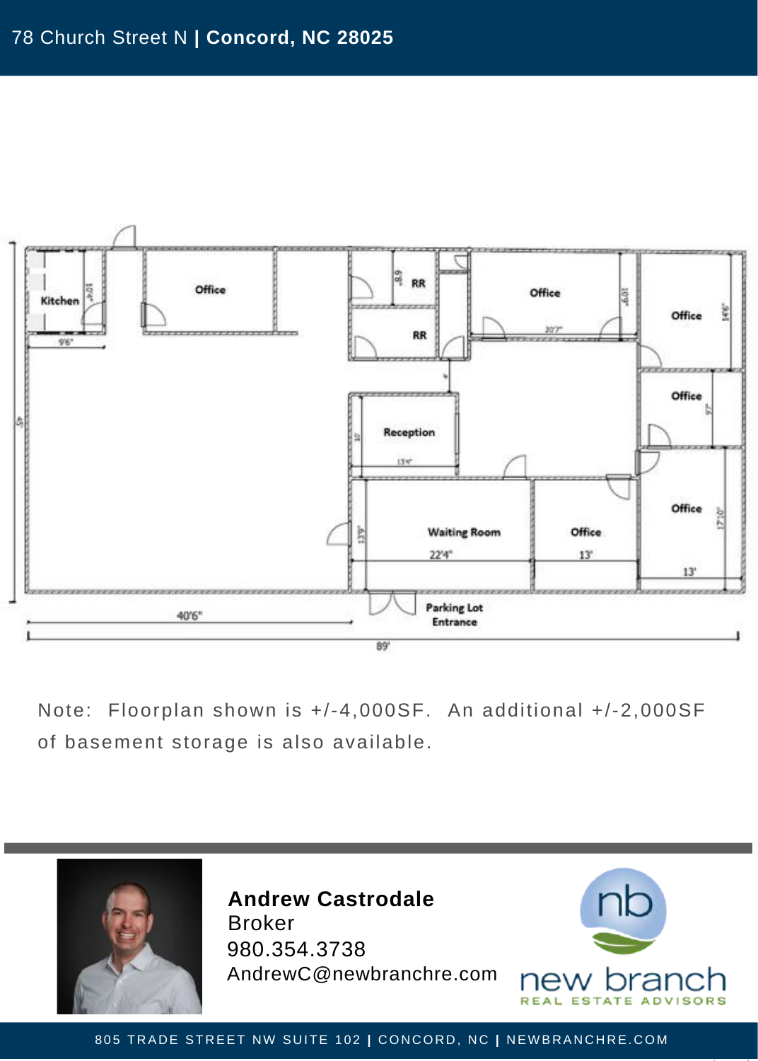# 78 Church Street N | **Concord, NC 28025**

Kitchen

10'4"

9'6"

Office

RR

6'8"

RR

Office

10'9"

20'7"

Office

14'6"

Office

9'7"

Reception

10'

13'4"

57'

Waiting Room

13'3"

22'4"

Office

13'

Office

17'0"

13'

40'6"

Parking Lot Entrance

89'

Note: Floorplan shown is +/-4,000SF. An additional +/-2,000SF of basement storage is also available.

**Andrew Castrodale**
Broker
980.354.3738
AndrewC@newbranchre.com

new branch
REAL ESTATE ADVISORS

805 TRADE STREET NW SUITE 102 | CONCORD, NC | NEWBRANCHRE.COM